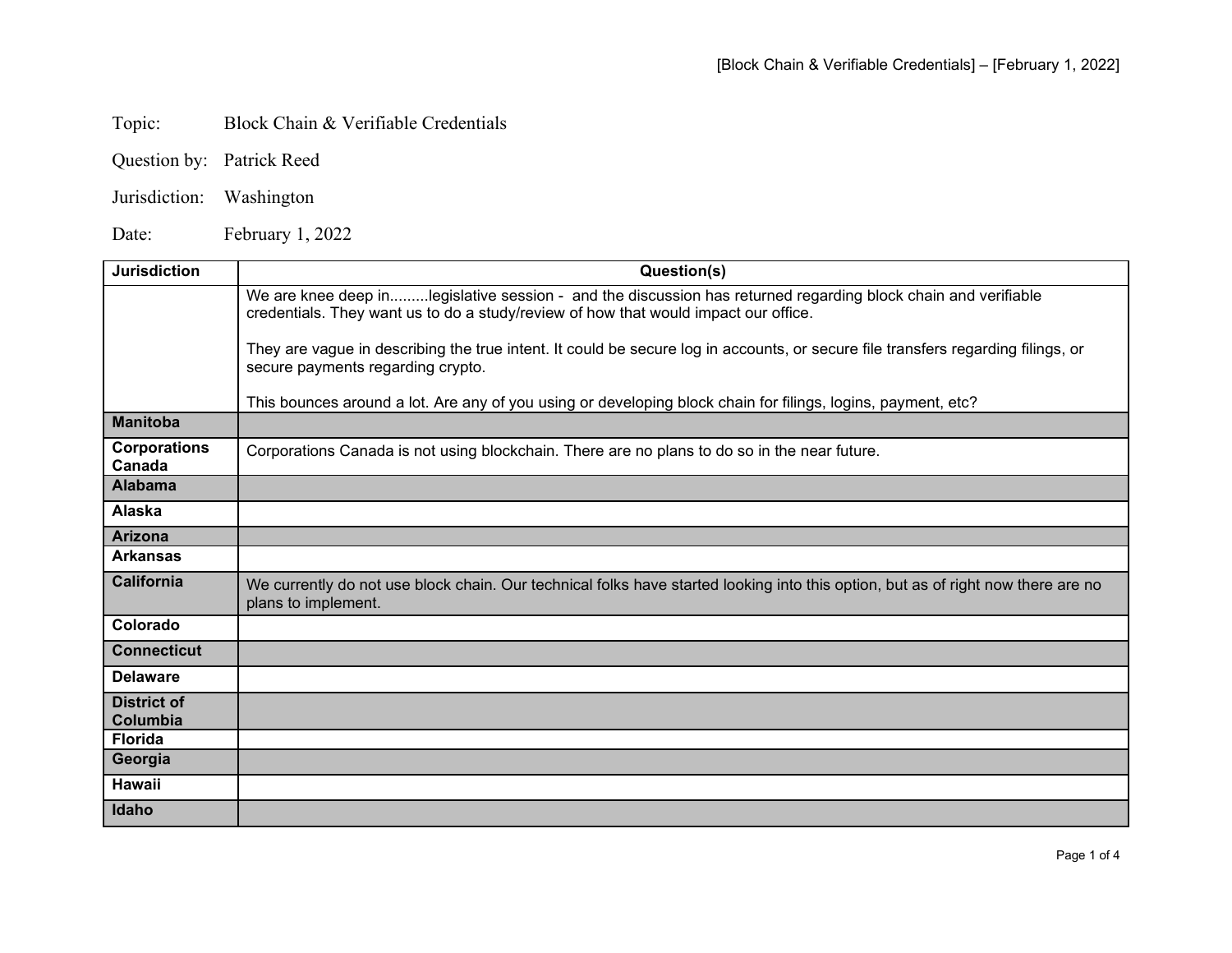Topic: Block Chain & Verifiable Credentials

Question by: Patrick Reed

Jurisdiction: Washington

Date: February 1, 2022

| Jurisdiction | Question(s) |
|---|---|
| | We are knee deep in.........legislative session - and the discussion has returned regarding block chain and verifiable credentials. They want us to do a study/review of how that would impact our office.<br><br>They are vague in describing the true intent. It could be secure log in accounts, or secure file transfers regarding filings, or secure payments regarding crypto.<br><br>This bounces around a lot. Are any of you using or developing block chain for filings, logins, payment, etc? |
| **Manitoba** | |
| **Corporations Canada** | Corporations Canada is not using blockchain. There are no plans to do so in the near future. |
| **Alabama** | |
| **Alaska** | |
| **Arizona** | |
| **Arkansas** | |
| **California** | We currently do not use block chain. Our technical folks have started looking into this option, but as of right now there are no plans to implement. |
| **Colorado** | |
| **Connecticut** | |
| **Delaware** | |
| **District of Columbia** | |
| **Florida** | |
| **Georgia** | |
| **Hawaii** | |
| **Idaho** | |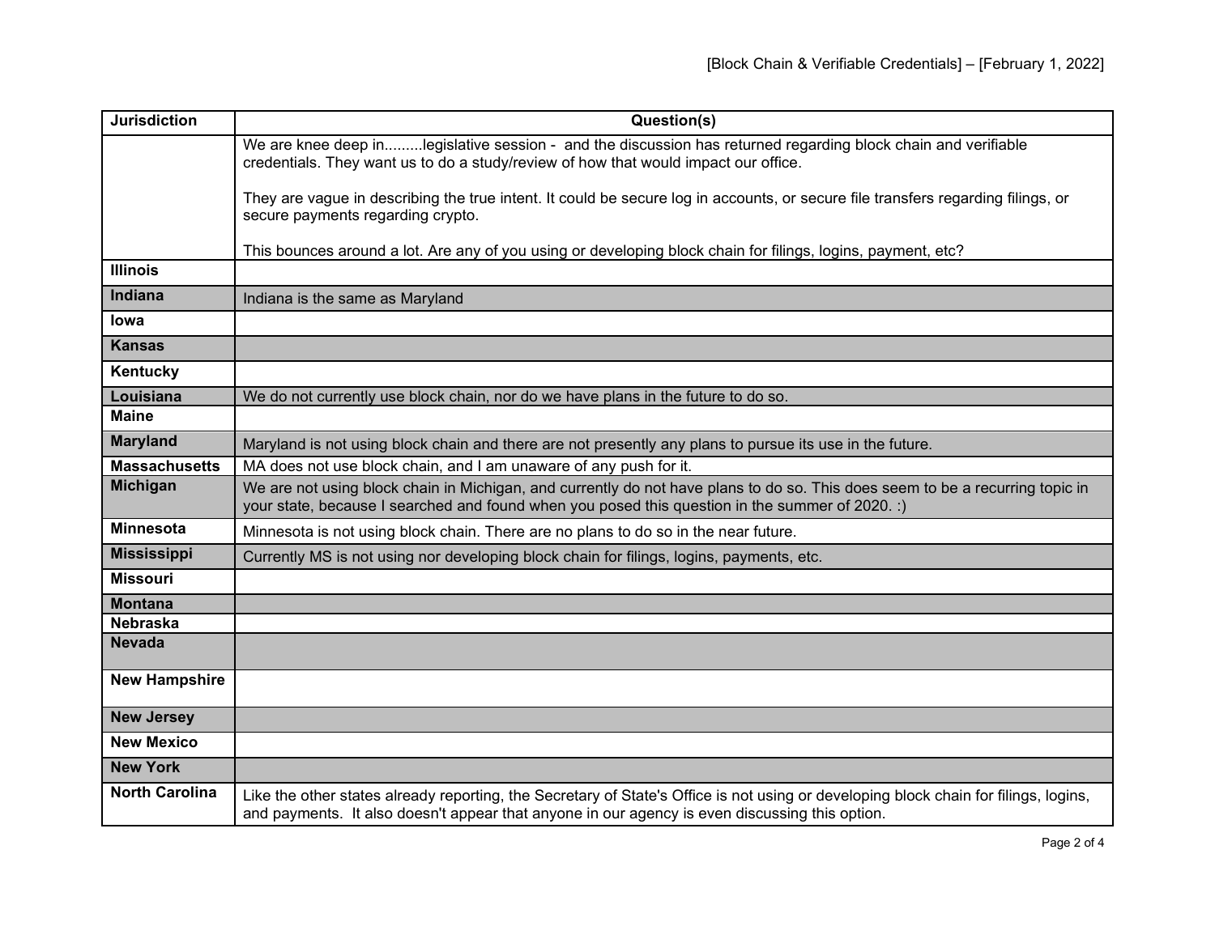| Jurisdiction | Question(s) |
| --- | --- |
| | We are knee deep in.........legislative session - and the discussion has returned regarding block chain and verifiable credentials. They want us to do a study/review of how that would impact our office.<br><br>They are vague in describing the true intent. It could be secure log in accounts, or secure file transfers regarding filings, or secure payments regarding crypto.<br><br>This bounces around a lot. Are any of you using or developing block chain for filings, logins, payment, etc? |
| **Illinois** | |
| **Indiana** | Indiana is the same as Maryland |
| **Iowa** | |
| **Kansas** | |
| **Kentucky** | |
| **Louisiana** | We do not currently use block chain, nor do we have plans in the future to do so. |
| **Maine** | |
| **Maryland** | Maryland is not using block chain and there are not presently any plans to pursue its use in the future. |
| **Massachusetts** | MA does not use block chain, and I am unaware of any push for it. |
| **Michigan** | We are not using block chain in Michigan, and currently do not have plans to do so. This does seem to be a recurring topic in your state, because I searched and found when you posed this question in the summer of 2020. :) |
| **Minnesota** | Minnesota is not using block chain. There are no plans to do so in the near future. |
| **Mississippi** | Currently MS is not using nor developing block chain for filings, logins, payments, etc. |
| **Missouri** | |
| **Montana** | |
| **Nebraska** | |
| **Nevada** | |
| **New Hampshire** | |
| **New Jersey** | |
| **New Mexico** | |
| **New York** | |
| **North Carolina** | Like the other states already reporting, the Secretary of State's Office is not using or developing block chain for filings, logins, and payments. It also doesn't appear that anyone in our agency is even discussing this option. |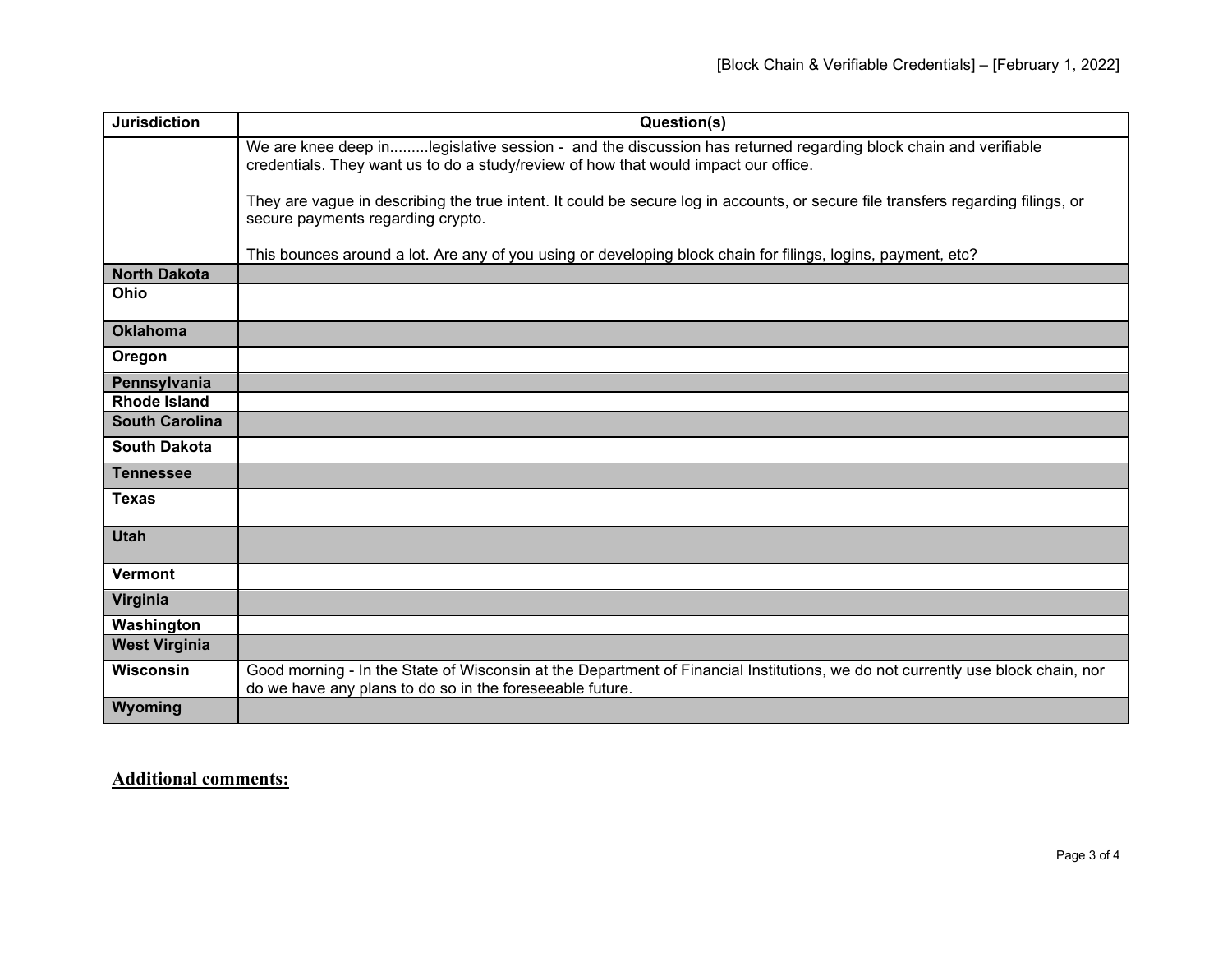| Jurisdiction | Question(s) |
| --- | --- |
| | We are knee deep in.........legislative session - and the discussion has returned regarding block chain and verifiable credentials. They want us to do a study/review of how that would impact our office.<br><br>They are vague in describing the true intent. It could be secure log in accounts, or secure file transfers regarding filings, or secure payments regarding crypto.<br><br>This bounces around a lot. Are any of you using or developing block chain for filings, logins, payment, etc? |
| **North Dakota** | |
| **Ohio** | |
| **Oklahoma** | |
| **Oregon** | |
| **Pennsylvania** | |
| **Rhode Island** | |
| **South Carolina** | |
| **South Dakota** | |
| **Tennessee** | |
| **Texas** | |
| **Utah** | |
| **Vermont** | |
| **Virginia** | |
| **Washington** | |
| **West Virginia** | |
| **Wisconsin** | Good morning - In the State of Wisconsin at the Department of Financial Institutions, we do not currently use block chain, nor do we have any plans to do so in the foreseeable future. |
| **Wyoming** | |

## Additional comments: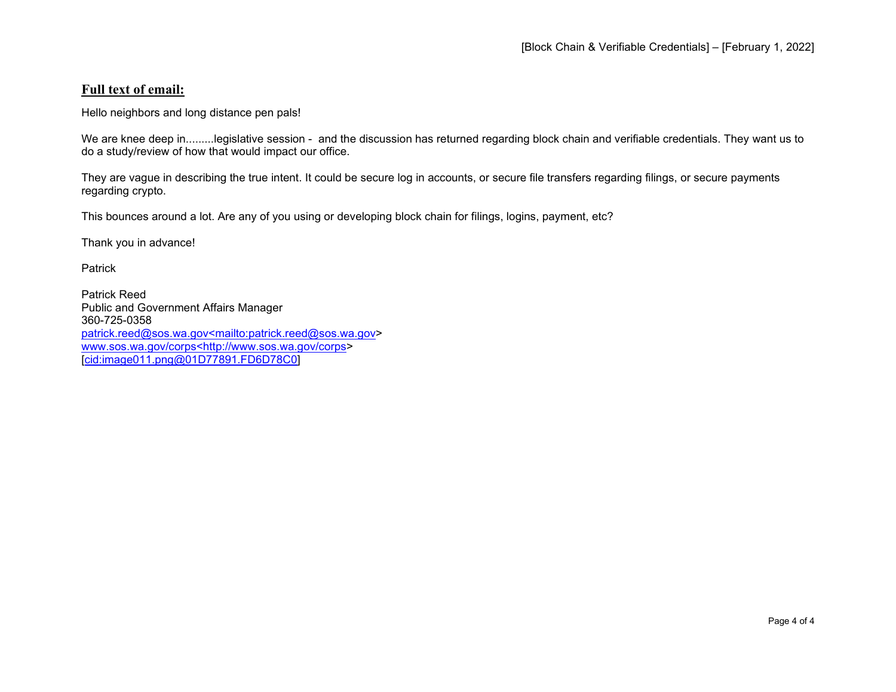## **Full text of email:**

Hello neighbors and long distance pen pals!

We are knee deep in.........legislative session - and the discussion has returned regarding block chain and verifiable credentials. They want us to do a study/review of how that would impact our office.

They are vague in describing the true intent. It could be secure log in accounts, or secure file transfers regarding filings, or secure payments regarding crypto.

This bounces around a lot. Are any of you using or developing block chain for filings, logins, payment, etc?

Thank you in advance!

Patrick

Patrick Reed
Public and Government Affairs Manager
360-725-0358
patrick.reed@sos.wa.gov<mailto:patrick.reed@sos.wa.gov>
www.sos.wa.gov/corps<http://www.sos.wa.gov/corps>
[cid:image011.png@01D77891.FD6D78C0]